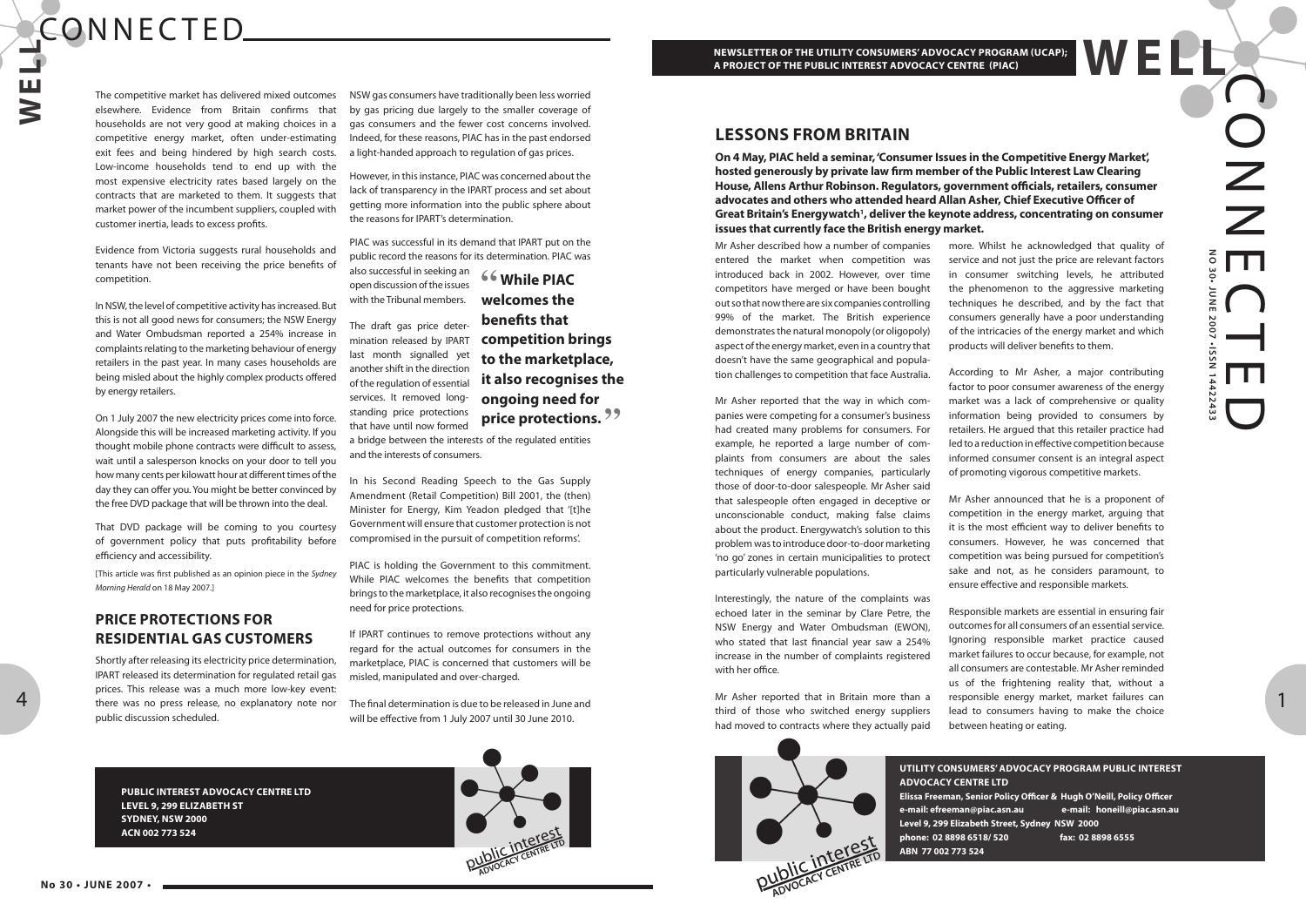The competitive market has delivered mixed outcomes elsewhere. Evidence from Britain confirms that households are not very good at making choices in a competitive energy market, often under-estimating exit fees and being hindered by high search costs. Low-income households tend to end up with the most expensive electricity rates based largely on the contracts that are marketed to them. It suggests that market power of the incumbent suppliers, coupled with customer inertia, leads to excess profits.

Evidence from Victoria suggests rural households and tenants have not been receiving the price benefits of competition.

In NSW, the level of competitive activity has increased. But this is not all good news for consumers; the NSW Energy and Water Ombudsman reported a 254% increase in complaints relating to the marketing behaviour of energy retailers in the past year. In many cases households are being misled about the highly complex products offered by energy retailers.

On 1 July 2007 the new electricity prices come into force. Alongside this will be increased marketing activity. If you thought mobile phone contracts were difficult to assess, wait until a salesperson knocks on your door to tell you how many cents per kilowatt hour at different times of the day they can offer you. You might be better convinced by the free DVD package that will be thrown into the deal.

That DVD package will be coming to you courtesy of government policy that puts profitability before efficiency and accessibility.

[This article was first published as an opinion piece in the *Sydney Morning Herald* on 18 May 2007.]

## PRICE PROTECTIONS FOR RESIDENTIAL GAS CUSTOMERS

Shortly after releasing its electricity price determination, IPART released its determination for regulated retail gas prices. This release was a much more low-key event: there was no press release, no explanatory note nor public discussion scheduled.

NSW gas consumers have traditionally been less worried by gas pricing due largely to the smaller coverage of gas consumers and the fewer cost concerns involved. Indeed, for these reasons, PIAC has in the past endorsed a light-handed approach to regulation of gas prices.

However, in this instance, PIAC was concerned about the lack of transparency in the IPART process and set about getting more information into the public sphere about the reasons for IPART's determination.

PIAC was successful in its demand that IPART put on the public record the reasons for its determination. PIAC was also successful in seeking an open discussion of the issues with the Tribunal members.

> **"While PIAC welcomes the benefits that competition brings to the marketplace, it also recognises the ongoing need for price protections."**

The draft gas price determination released by IPART last month signalled yet another shift in the direction of the regulation of essential services. It removed long-standing price protections that have until now formed a bridge between the interests of the regulated entities and the interests of consumers.

In his Second Reading Speech to the Gas Supply Amendment (Retail Competition) Bill 2001, the (then) Minister for Energy, Kim Yeadon pledged that '[t]he Government will ensure that customer protection is not compromised in the pursuit of competition reforms'.

PIAC is holding the Government to this commitment. While PIAC welcomes the benefits that competition brings to the marketplace, it also recognises the ongoing need for price protections.

If IPART continues to remove protections without any regard for the actual outcomes for consumers in the marketplace, PIAC is concerned that customers will be misled, manipulated and over-charged.

The final determination is due to be released in June and will be effective from 1 July 2007 until 30 June 2010.

**PUBLIC INTEREST ADVOCACY CENTRE LTD**
**LEVEL 9, 299 ELIZABETH ST**
**SYDNEY, NSW 2000**
**ACN 002 773 524**

# WELL CONNECTED

**NEWSLETTER OF THE UTILITY CONSUMERS' ADVOCACY PROGRAM (UCAP); A PROJECT OF THE PUBLIC INTEREST ADVOCACY CENTRE (PIAC)**

**NO 30 - JUNE 2007 - ISSN 14422433**

## LESSONS FROM BRITAIN

**On 4 May, PIAC held a seminar, 'Consumer Issues in the Competitive Energy Market', hosted generously by private law firm member of the Public Interest Law Clearing House, Allens Arthur Robinson. Regulators, government officials, retailers, consumer advocates and others who attended heard Allan Asher, Chief Executive Officer of Great Britain's Energywatch[1], deliver the keynote address, concentrating on consumer issues that currently face the British energy market.**

Mr Asher described how a number of companies entered the market when competition was introduced back in 2002. However, over time competitors have merged or have been bought out so that now there are six companies controlling 99% of the market. The British experience demonstrates the natural monopoly (or oligopoly) aspect of the energy market, even in a country that doesn't have the same geographical and population challenges to competition that face Australia.

Mr Asher reported that the way in which companies were competing for a consumer's business had created many problems for consumers. For example, he reported a large number of complaints from consumers are about the sales techniques of energy companies, particularly those of door-to-door salespeople. Mr Asher said that salespeople often engaged in deceptive or unconscionable conduct, making false claims about the product. Energywatch's solution to this problem was to introduce door-to-door marketing 'no go' zones in certain municipalities to protect particularly vulnerable populations.

Interestingly, the nature of the complaints was echoed later in the seminar by Clare Petre, the NSW Energy and Water Ombudsman (EWON), who stated that last financial year saw a 254% increase in the number of complaints registered with her office.

Mr Asher reported that in Britain more than a third of those who switched energy suppliers had moved to contracts where they actually paid more. Whilst he acknowledged that quality of service and not just the price are relevant factors in consumer switching levels, he attributed the phenomenon to the aggressive marketing techniques he described, and by the fact that consumers generally have a poor understanding of the intricacies of the energy market and which products will deliver benefits to them.

According to Mr Asher, a major contributing factor to poor consumer awareness of the energy market was a lack of comprehensive or quality information being provided to consumers by retailers. He argued that this retailer practice had led to a reduction in effective competition because informed consumer consent is an integral aspect of promoting vigorous competitive markets.

Mr Asher announced that he is a proponent of competition in the energy market, arguing that it is the most efficient way to deliver benefits to consumers. However, he was concerned that competition was being pursued for competition's sake and not, as he considers paramount, to ensure effective and responsible markets.

Responsible markets are essential in ensuring fair outcomes for all consumers of an essential service. Ignoring responsible market practice caused market failures to occur because, for example, not all consumers are contestable. Mr Asher reminded us of the frightening reality that, without a responsible energy market, market failures can lead to consumers having to make the choice between heating or eating.

**UTILITY CONSUMERS' ADVOCACY PROGRAM PUBLIC INTEREST ADVOCACY CENTRE LTD**
**Elissa Freeman, Senior Policy Officer & Hugh O'Neill, Policy Officer**
**e-mail: efreeman@piac.asn.au e-mail: honeill@piac.asn.au**
**Level 9, 299 Elizabeth Street, Sydney NSW 2000**
**phone: 02 8898 6518/ 520 fax: 02 8898 6555**
**ABN 77 002 773 524**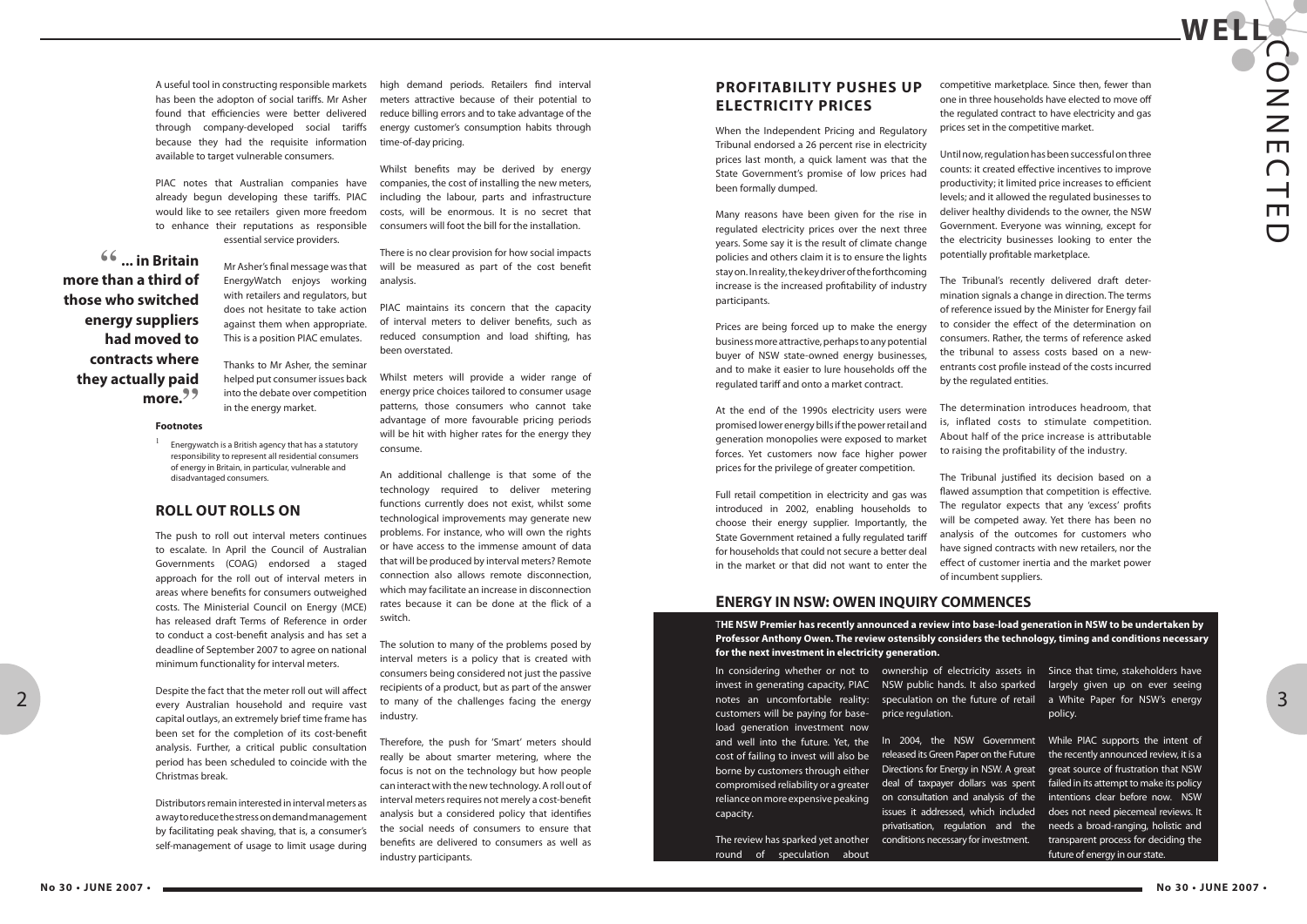A useful tool in constructing responsible markets has been the adopton of social tariffs. Mr Asher found that efficiencies were better delivered through company-developed social tariffs because they had the requisite information available to target vulnerable consumers.

PIAC notes that Australian companies have already begun developing these tariffs. PIAC would like to see retailers given more freedom to enhance their reputations as responsible essential service providers.

> **"... in Britain more than a third of those who switched energy suppliers had moved to contracts where they actually paid more."**

Mr Asher's final message was that EnergyWatch enjoys working with retailers and regulators, but does not hesitate to take action against them when appropriate. This is a position PIAC emulates.

Thanks to Mr Asher, the seminar helped put consumer issues back into the debate over competition in the energy market.

**Footnotes**

[1] Energywatch is a British agency that has a statutory responsibility to represent all residential consumers of energy in Britain, in particular, vulnerable and disadvantaged consumers.

## ROLL OUT ROLLS ON

The push to roll out interval meters continues to escalate. In April the Council of Australian Governments (COAG) endorsed a staged approach for the roll out of interval meters in areas where benefits for consumers outweighed costs. The Ministerial Council on Energy (MCE) has released draft Terms of Reference in order to conduct a cost-benefit analysis and has set a deadline of September 2007 to agree on national minimum functionality for interval meters.

Despite the fact that the meter roll out will affect every Australian household and require vast capital outlays, an extremely brief time frame has been set for the completion of its cost-benefit analysis. Further, a critical public consultation period has been scheduled to coincide with the Christmas break.

Distributors remain interested in interval meters as a way to reduce the stress on demand management by facilitating peak shaving, that is, a consumer's self-management of usage to limit usage during high demand periods. Retailers find interval meters attractive because of their potential to reduce billing errors and to take advantage of the energy customer's consumption habits through time-of-day pricing.

Whilst benefits may be derived by energy companies, the cost of installing the new meters, including the labour, parts and infrastructure costs, will be enormous. It is no secret that consumers will foot the bill for the installation.

There is no clear provision for how social impacts will be measured as part of the cost benefit analysis.

PIAC maintains its concern that the capacity of interval meters to deliver benefits, such as reduced consumption and load shifting, has been overstated.

Whilst meters will provide a wider range of energy price choices tailored to consumer usage patterns, those consumers who cannot take advantage of more favourable pricing periods will be hit with higher rates for the energy they consume.

An additional challenge is that some of the technology required to deliver metering functions currently does not exist, whilst some technological improvements may generate new problems. For instance, who will own the rights or have access to the immense amount of data that will be produced by interval meters? Remote connection also allows remote disconnection, which may facilitate an increase in disconnection rates because it can be done at the flick of a switch.

The solution to many of the problems posed by interval meters is a policy that is created with consumers being considered not just the passive recipients of a product, but as part of the answer to many of the challenges facing the energy industry.

Therefore, the push for 'Smart' meters should really be about smarter metering, where the focus is not on the technology but how people can interact with the new technology. A roll out of interval meters requires not merely a cost-benefit analysis but a considered policy that identifies the social needs of consumers to ensure that benefits are delivered to consumers as well as industry participants.

## PROFITABILITY PUSHES UP ELECTRICITY PRICES

When the Independent Pricing and Regulatory Tribunal endorsed a 26 percent rise in electricity prices last month, a quick lament was that the State Government's promise of low prices had been formally dumped.

Many reasons have been given for the rise in regulated electricity prices over the next three years. Some say it is the result of climate change policies and others claim it is to ensure the lights stay on. In reality, the key driver of the forthcoming increase is the increased profitability of industry participants.

Prices are being forced up to make the energy business more attractive, perhaps to any potential buyer of NSW state-owned energy businesses, and to make it easier to lure households off the regulated tariff and onto a market contract.

At the end of the 1990s electricity users were promised lower energy bills if the power retail and generation monopolies were exposed to market forces. Yet customers now face higher power prices for the privilege of greater competition.

Full retail competition in electricity and gas was introduced in 2002, enabling households to choose their energy supplier. Importantly, the State Government retained a fully regulated tariff for households that could not secure a better deal in the market or that did not want to enter the competitive marketplace. Since then, fewer than one in three households have elected to move off the regulated contract to have electricity and gas prices set in the competitive market.

Until now, regulation has been successful on three counts: it created effective incentives to improve productivity; it limited price increases to efficient levels; and it allowed the regulated businesses to deliver healthy dividends to the owner, the NSW Government. Everyone was winning, except for the electricity businesses looking to enter the potentially profitable marketplace.

The Tribunal's recently delivered draft determination signals a change in direction. The terms of reference issued by the Minister for Energy fail to consider the effect of the determination on consumers. Rather, the terms of reference asked the tribunal to assess costs based on a new-entrants cost profile instead of the costs incurred by the regulated entities.

The determination introduces headroom, that is, inflated costs to stimulate competition. About half of the price increase is attributable to raising the profitability of the industry.

The Tribunal justified its decision based on a flawed assumption that competition is effective. The regulator expects that any 'excess' profits will be competed away. Yet there has been no analysis of the outcomes for customers who have signed contracts with new retailers, nor the effect of customer inertia and the market power of incumbent suppliers.

## ENERGY IN NSW: OWEN INQUIRY COMMENCES

**THE NSW Premier has recently announced a review into base-load generation in NSW to be undertaken by Professor Anthony Owen. The review ostensibly considers the technology, timing and conditions necessary for the next investment in electricity generation.**

In considering whether or not to invest in generating capacity, PIAC notes an uncomfortable reality: customers will be paying for base-load generation investment now and well into the future. Yet, the cost of failing to invest will also be borne by customers through either compromised reliability or a greater reliance on more expensive peaking capacity.

The review has sparked yet another round of speculation about ownership of electricity assets in NSW public hands. It also sparked speculation on the future of retail price regulation.

In 2004, the NSW Government released its Green Paper on the Future Directions for Energy in NSW. A great deal of taxpayer dollars was spent on consultation and analysis of the issues it addressed, which included privatisation, regulation and the conditions necessary for investment.

Since that time, stakeholders have largely given up on ever seeing a White Paper for NSW's energy policy.

While PIAC supports the intent of the recently announced review, it is a great source of frustration that NSW failed in its attempt to make its policy intentions clear before now. NSW does not need piecemeal reviews. It needs a broad-ranging, holistic and transparent process for deciding the future of energy in our state.